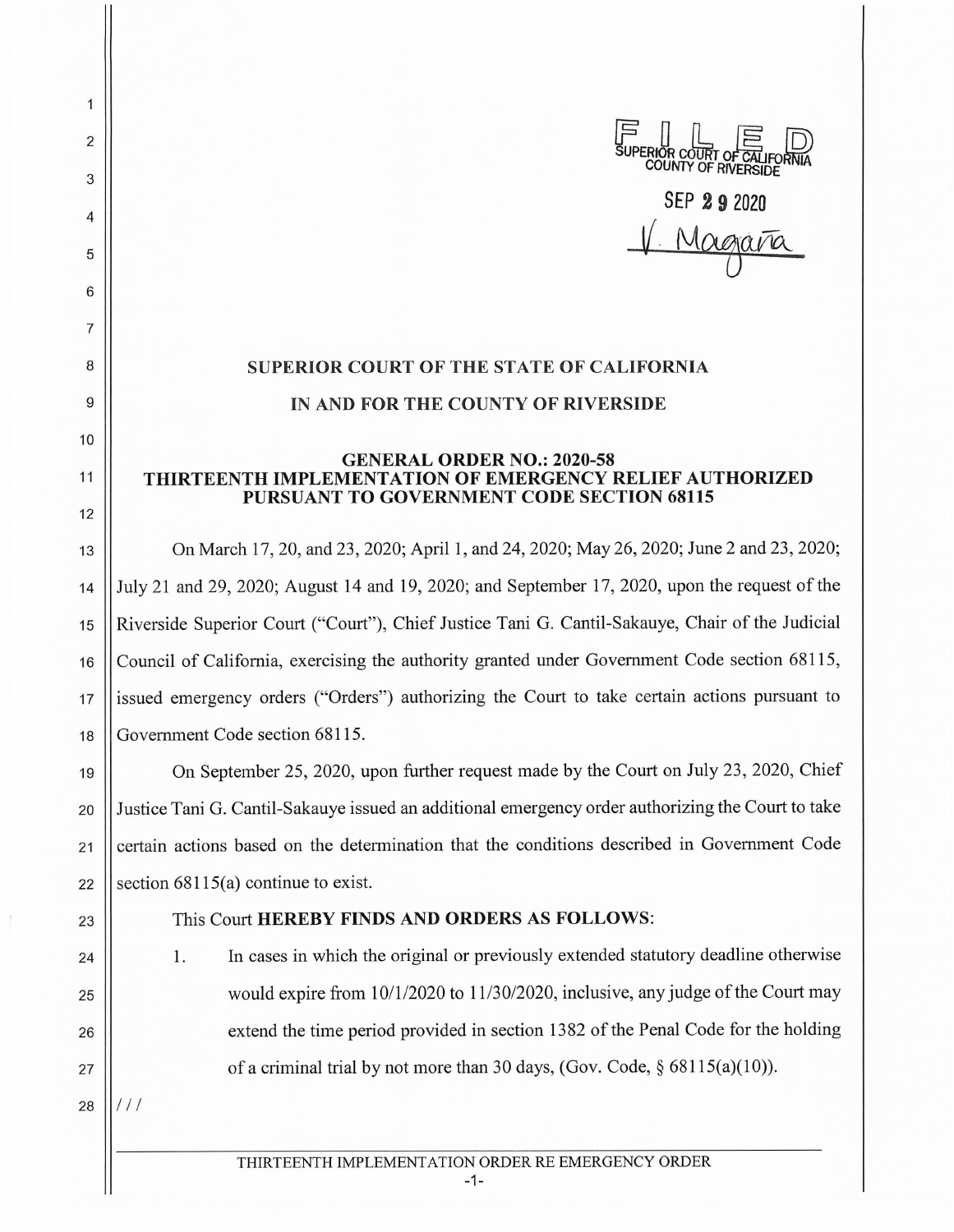FILED
SUPERIOR COURT OF CALIFORNIA
COUNTY OF RIVERSIDE

SEP 29 2020

V. Magaña

**SUPERIOR COURT OF THE STATE OF CALIFORNIA**

**IN AND FOR THE COUNTY OF RIVERSIDE**

**GENERAL ORDER NO.: 2020-58**
**THIRTEENTH IMPLEMENTATION OF EMERGENCY RELIEF AUTHORIZED PURSUANT TO GOVERNMENT CODE SECTION 68115**

On March 17, 20, and 23, 2020; April 1, and 24, 2020; May 26, 2020; June 2 and 23, 2020; July 21 and 29, 2020; August 14 and 19, 2020; and September 17, 2020, upon the request of the Riverside Superior Court ("Court"), Chief Justice Tani G. Cantil-Sakauye, Chair of the Judicial Council of California, exercising the authority granted under Government Code section 68115, issued emergency orders ("Orders") authorizing the Court to take certain actions pursuant to Government Code section 68115.

On September 25, 2020, upon further request made by the Court on July 23, 2020, Chief Justice Tani G. Cantil-Sakauye issued an additional emergency order authorizing the Court to take certain actions based on the determination that the conditions described in Government Code section 68115(a) continue to exist.

This Court **HEREBY FINDS AND ORDERS AS FOLLOWS**:

1. In cases in which the original or previously extended statutory deadline otherwise would expire from 10/1/2020 to 11/30/2020, inclusive, any judge of the Court may extend the time period provided in section 1382 of the Penal Code for the holding of a criminal trial by not more than 30 days, (Gov. Code, § 68115(a)(10)).

///

THIRTEENTH IMPLEMENTATION ORDER RE EMERGENCY ORDER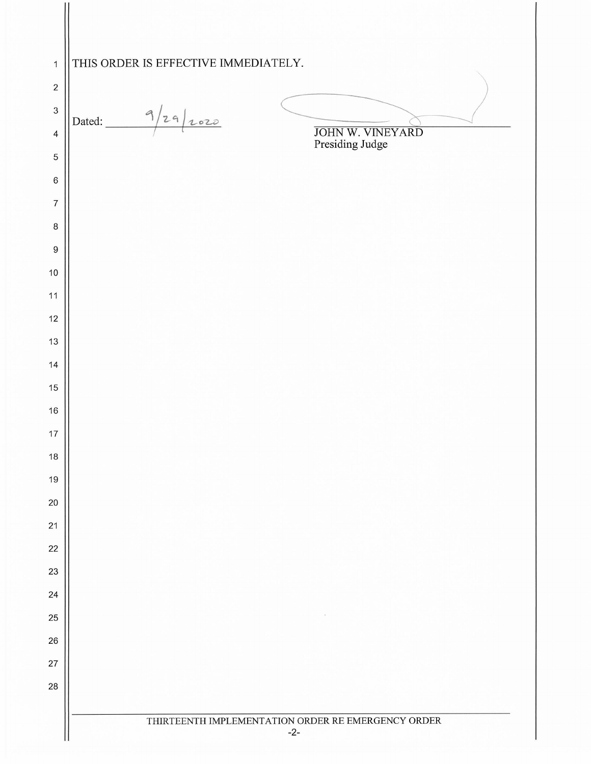THIS ORDER IS EFFECTIVE IMMEDIATELY.

Dated: 9/29/2020

JOHN W. VINEYARD
Presiding Judge